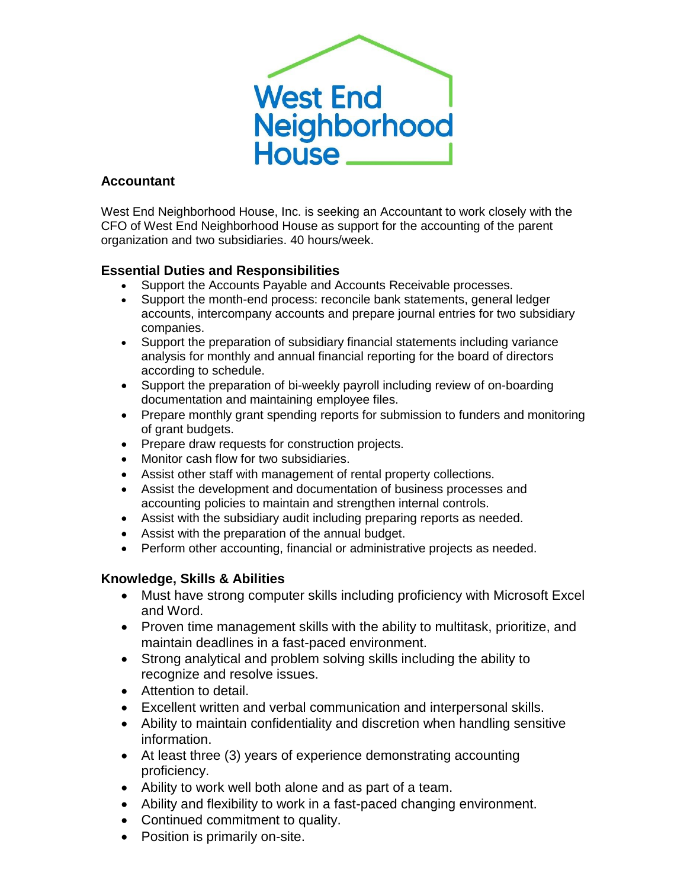West End Neighborhood House

# Accountant

West End Neighborhood House, Inc. is seeking an Accountant to work closely with the CFO of West End Neighborhood House as support for the accounting of the parent organization and two subsidiaries. 40 hours/week.

## Essential Duties and Responsibilities

- Support the Accounts Payable and Accounts Receivable processes.
- Support the month-end process: reconcile bank statements, general ledger accounts, intercompany accounts and prepare journal entries for two subsidiary companies.
- Support the preparation of subsidiary financial statements including variance analysis for monthly and annual financial reporting for the board of directors according to schedule.
- Support the preparation of bi-weekly payroll including review of on-boarding documentation and maintaining employee files.
- Prepare monthly grant spending reports for submission to funders and monitoring of grant budgets.
- Prepare draw requests for construction projects.
- Monitor cash flow for two subsidiaries.
- Assist other staff with management of rental property collections.
- Assist the development and documentation of business processes and accounting policies to maintain and strengthen internal controls.
- Assist with the subsidiary audit including preparing reports as needed.
- Assist with the preparation of the annual budget.
- Perform other accounting, financial or administrative projects as needed.

## Knowledge, Skills & Abilities

- Must have strong computer skills including proficiency with Microsoft Excel and Word.
- Proven time management skills with the ability to multitask, prioritize, and maintain deadlines in a fast-paced environment.
- Strong analytical and problem solving skills including the ability to recognize and resolve issues.
- Attention to detail.
- Excellent written and verbal communication and interpersonal skills.
- Ability to maintain confidentiality and discretion when handling sensitive information.
- At least three (3) years of experience demonstrating accounting proficiency.
- Ability to work well both alone and as part of a team.
- Ability and flexibility to work in a fast-paced changing environment.
- Continued commitment to quality.
- Position is primarily on-site.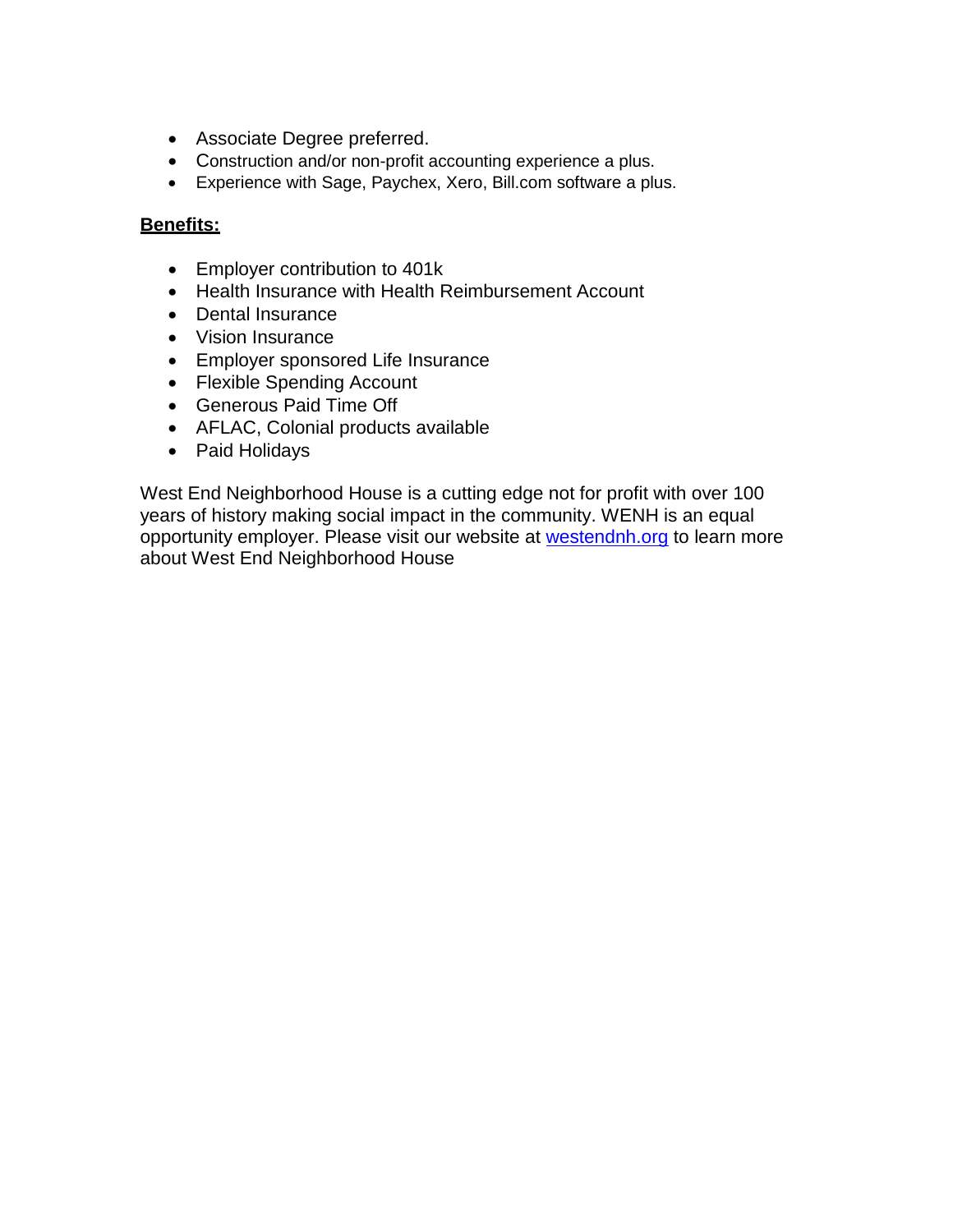- Associate Degree preferred.
- Construction and/or non-profit accounting experience a plus.
- Experience with Sage, Paychex, Xero, Bill.com software a plus.

**Benefits:**

- Employer contribution to 401k
- Health Insurance with Health Reimbursement Account
- Dental Insurance
- Vision Insurance
- Employer sponsored Life Insurance
- Flexible Spending Account
- Generous Paid Time Off
- AFLAC, Colonial products available
- Paid Holidays

West End Neighborhood House is a cutting edge not for profit with over 100 years of history making social impact in the community. WENH is an equal opportunity employer. Please visit our website at westendnh.org to learn more about West End Neighborhood House